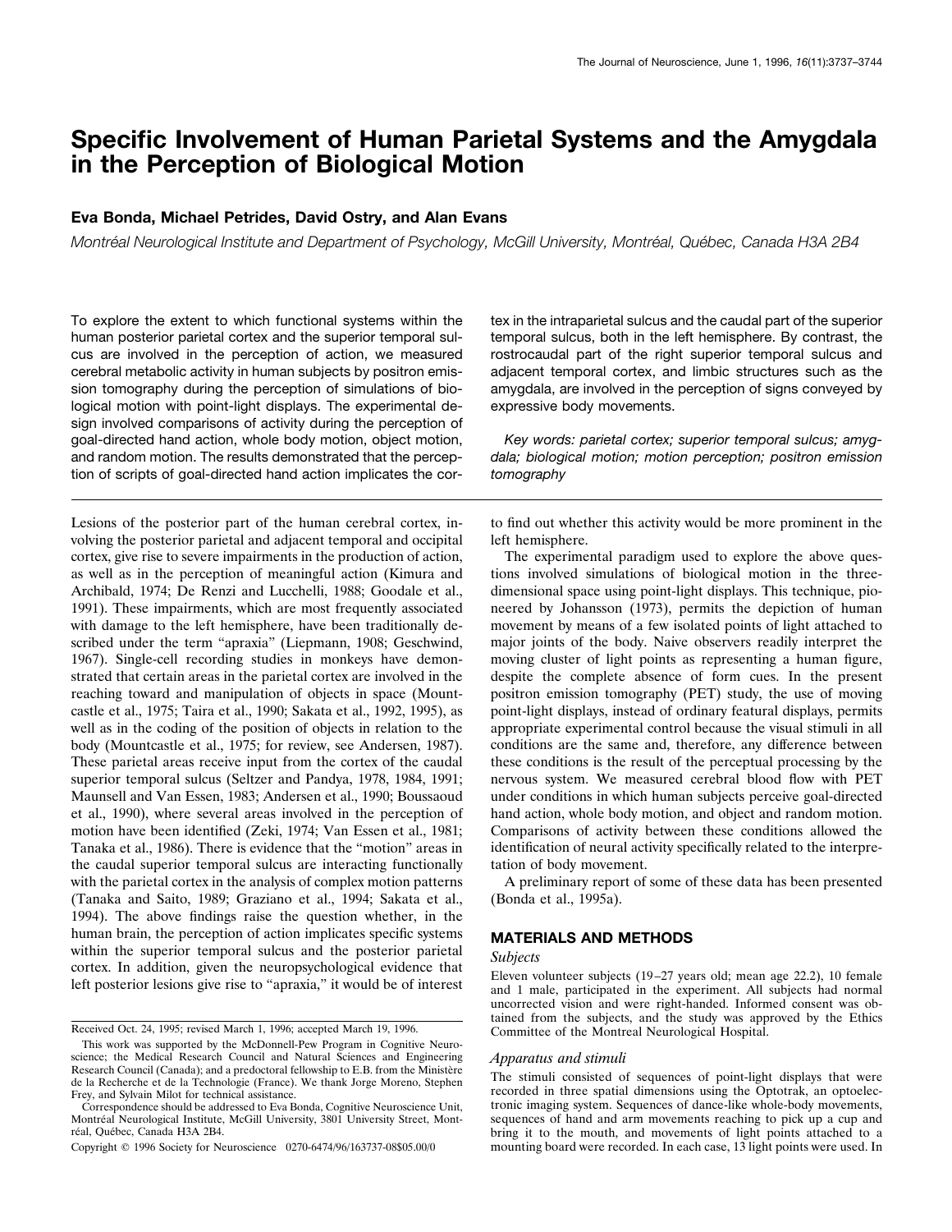# Specific Involvement of Human Parietal Systems and the Amygdala in the Perception of Biological Motion

**Eva Bonda, Michael Petrides, David Ostry, and Alan Evans**

*Montréal Neurological Institute and Department of Psychology, McGill University, Montréal, Québec, Canada H3A 2B4*

To explore the extent to which functional systems within the human posterior parietal cortex and the superior temporal sulcus are involved in the perception of action, we measured cerebral metabolic activity in human subjects by positron emission tomography during the perception of simulations of biological motion with point-light displays. The experimental design involved comparisons of activity during the perception of goal-directed hand action, whole body motion, object motion, and random motion. The results demonstrated that the perception of scripts of goal-directed hand action implicates the cortex in the intraparietal sulcus and the caudal part of the superior temporal sulcus, both in the left hemisphere. By contrast, the rostrocaudal part of the right superior temporal sulcus and adjacent temporal cortex, and limbic structures such as the amygdala, are involved in the perception of signs conveyed by expressive body movements.

*Key words: parietal cortex; superior temporal sulcus; amygdala; biological motion; motion perception; positron emission tomography*

Lesions of the posterior part of the human cerebral cortex, involving the posterior parietal and adjacent temporal and occipital cortex, give rise to severe impairments in the production of action, as well as in the perception of meaningful action (Kimura and Archibald, 1974; De Renzi and Lucchelli, 1988; Goodale et al., 1991). These impairments, which are most frequently associated with damage to the left hemisphere, have been traditionally described under the term "apraxia" (Liepmann, 1908; Geschwind, 1967). Single-cell recording studies in monkeys have demonstrated that certain areas in the parietal cortex are involved in the reaching toward and manipulation of objects in space (Mountcastle et al., 1975; Taira et al., 1990; Sakata et al., 1992, 1995), as well as in the coding of the position of objects in relation to the body (Mountcastle et al., 1975; for review, see Andersen, 1987). These parietal areas receive input from the cortex of the caudal superior temporal sulcus (Seltzer and Pandya, 1978, 1984, 1991; Maunsell and Van Essen, 1983; Andersen et al., 1990; Boussaoud et al., 1990), where several areas involved in the perception of motion have been identified (Zeki, 1974; Van Essen et al., 1981; Tanaka et al., 1986). There is evidence that the "motion" areas in the caudal superior temporal sulcus are interacting functionally with the parietal cortex in the analysis of complex motion patterns (Tanaka and Saito, 1989; Graziano et al., 1994; Sakata et al., 1994). The above findings raise the question whether, in the human brain, the perception of action implicates specific systems within the superior temporal sulcus and the posterior parietal cortex. In addition, given the neuropsychological evidence that left posterior lesions give rise to "apraxia," it would be of interest to find out whether this activity would be more prominent in the left hemisphere.

The experimental paradigm used to explore the above questions involved simulations of biological motion in the three-dimensional space using point-light displays. This technique, pioneered by Johansson (1973), permits the depiction of human movement by means of a few isolated points of light attached to major joints of the body. Naive observers readily interpret the moving cluster of light points as representing a human figure, despite the complete absence of form cues. In the present positron emission tomography (PET) study, the use of moving point-light displays, instead of ordinary featural displays, permits appropriate experimental control because the visual stimuli in all conditions are the same and, therefore, any difference between these conditions is the result of the perceptual processing by the nervous system. We measured cerebral blood flow with PET under conditions in which human subjects perceive goal-directed hand action, whole body motion, and object and random motion. Comparisons of activity between these conditions allowed the identification of neural activity specifically related to the interpretation of body movement.

A preliminary report of some of these data has been presented (Bonda et al., 1995a).

## MATERIALS AND METHODS

### *Subjects*

Eleven volunteer subjects (19–27 years old; mean age 22.2), 10 female and 1 male, participated in the experiment. All subjects had normal uncorrected vision and were right-handed. Informed consent was obtained from the subjects, and the study was approved by the Ethics Committee of the Montreal Neurological Hospital.

### *Apparatus and stimuli*

The stimuli consisted of sequences of point-light displays that were recorded in three spatial dimensions using the Optotrak, an optoelectronic imaging system. Sequences of dance-like whole-body movements, sequences of hand and arm movements reaching to pick up a cup and bring it to the mouth, and movements of light points attached to a mounting board were recorded. In each case, 13 light points were used. In

Received Oct. 24, 1995; revised March 1, 1996; accepted March 19, 1996.

This work was supported by the McDonnell-Pew Program in Cognitive Neuroscience; the Medical Research Council and Natural Sciences and Engineering Research Council (Canada); and a predoctoral fellowship to E.B. from the Ministère de la Recherche et de la Technologie (France). We thank Jorge Moreno, Stephen Frey, and Sylvain Milot for technical assistance.

Correspondence should be addressed to Eva Bonda, Cognitive Neuroscience Unit, Montréal Neurological Institute, McGill University, 3801 University Street, Montréal, Québec, Canada H3A 2B4.

Copyright © 1996 Society for Neuroscience 0270-6474/96/163737-08$05.00/0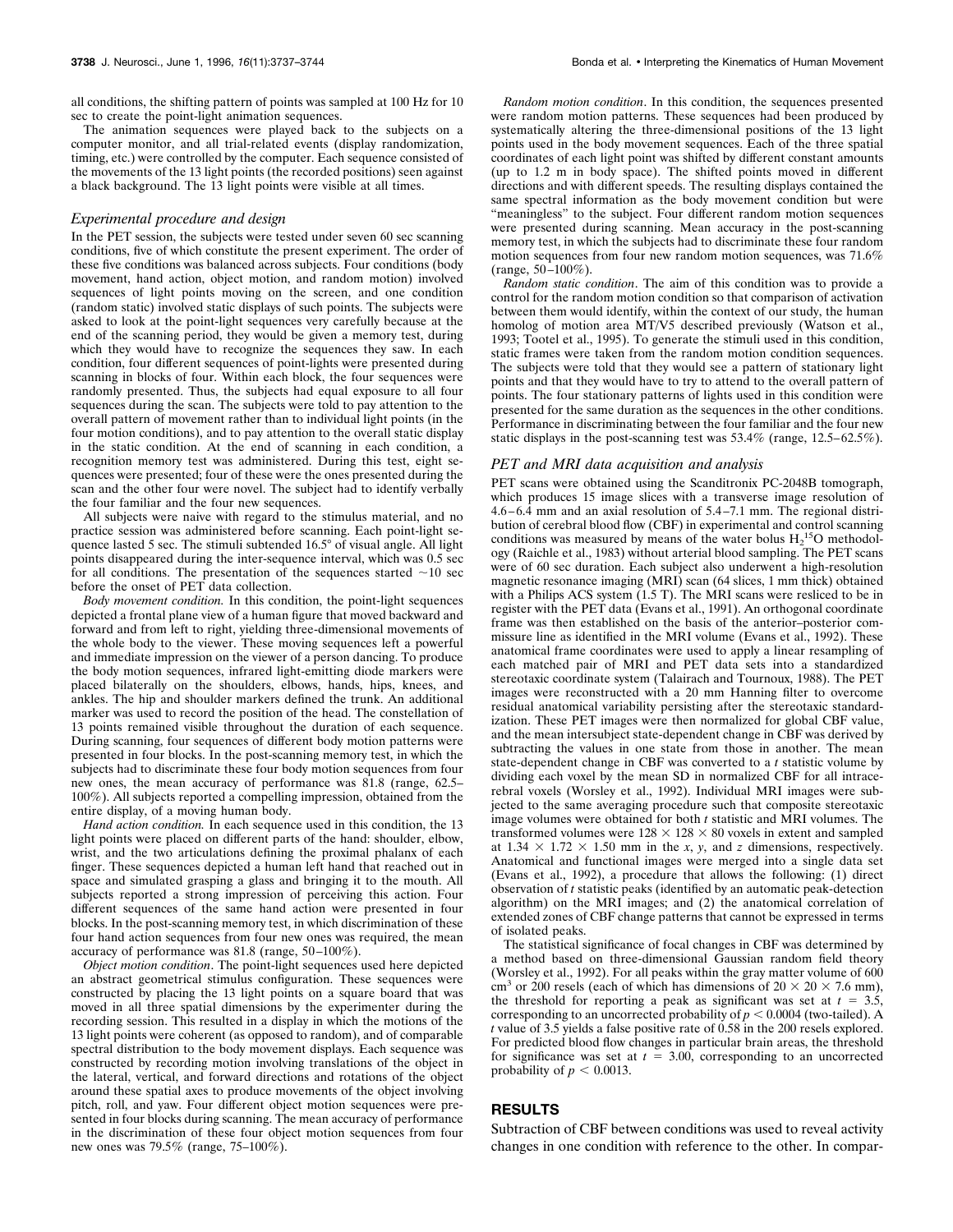all conditions, the shifting pattern of points was sampled at 100 Hz for 10 sec to create the point-light animation sequences.

The animation sequences were played back to the subjects on a computer monitor, and all trial-related events (display randomization, timing, etc.) were controlled by the computer. Each sequence consisted of the movements of the 13 light points (the recorded positions) seen against a black background. The 13 light points were visible at all times.

### Experimental procedure and design

In the PET session, the subjects were tested under seven 60 sec scanning conditions, five of which constitute the present experiment. The order of these five conditions was balanced across subjects. Four conditions (body movement, hand action, object motion, and random motion) involved sequences of light points moving on the screen, and one condition (random static) involved static displays of such points. The subjects were asked to look at the point-light sequences very carefully because at the end of the scanning period, they would be given a memory test, during which they would have to recognize the sequences they saw. In each condition, four different sequences of point-lights were presented during scanning in blocks of four. Within each block, the four sequences were randomly presented. Thus, the subjects had equal exposure to all four sequences during the scan. The subjects were told to pay attention to the overall pattern of movement rather than to individual light points (in the four motion conditions), and to pay attention to the overall static display in the static condition. At the end of scanning in each condition, a recognition memory test was administered. During this test, eight sequences were presented; four of these were the ones presented during the scan and the other four were novel. The subject had to identify verbally the four familiar and the four new sequences.

All subjects were naive with regard to the stimulus material, and no practice session was administered before scanning. Each point-light sequence lasted 5 sec. The stimuli subtended 16.5° of visual angle. All light points disappeared during the inter-sequence interval, which was 0.5 sec for all conditions. The presentation of the sequences started ~10 sec before the onset of PET data collection.

*Body movement condition.* In this condition, the point-light sequences depicted a frontal plane view of a human figure that moved backward and forward and from left to right, yielding three-dimensional movements of the whole body to the viewer. These moving sequences left a powerful and immediate impression on the viewer of a person dancing. To produce the body motion sequences, infrared light-emitting diode markers were placed bilaterally on the shoulders, elbows, hands, hips, knees, and ankles. The hip and shoulder markers defined the trunk. An additional marker was used to record the position of the head. The constellation of 13 points remained visible throughout the duration of each sequence. During scanning, four sequences of different body motion patterns were presented in four blocks. In the post-scanning memory test, in which the subjects had to discriminate these four body motion sequences from four new ones, the mean accuracy of performance was 81.8 (range, 62.5–100%). All subjects reported a compelling impression, obtained from the entire display, of a moving human body.

*Hand action condition.* In each sequence used in this condition, the 13 light points were placed on different parts of the hand: shoulder, elbow, wrist, and the two articulations defining the proximal phalanx of each finger. These sequences depicted a human left hand that reached out in space and simulated grasping a glass and bringing it to the mouth. All subjects reported a strong impression of perceiving this action. Four different sequences of the same hand action were presented in four blocks. In the post-scanning memory test, in which discrimination of these four hand action sequences from four new ones was required, the mean accuracy of performance was 81.8 (range, 50–100%).

*Object motion condition*. The point-light sequences used here depicted an abstract geometrical stimulus configuration. These sequences were constructed by placing the 13 light points on a square board that was moved in all three spatial dimensions by the experimenter during the recording session. This resulted in a display in which the motions of the 13 light points were coherent (as opposed to random), and of comparable spectral distribution to the body movement displays. Each sequence was constructed by recording motion involving translations of the object in the lateral, vertical, and forward directions and rotations of the object around these spatial axes to produce movements of the object involving pitch, roll, and yaw. Four different object motion sequences were presented in four blocks during scanning. The mean accuracy of performance in the discrimination of these four object motion sequences from four new ones was 79.5% (range, 75–100%).

*Random motion condition*. In this condition, the sequences presented were random motion patterns. These sequences had been produced by systematically altering the three-dimensional positions of the 13 light points used in the body movement sequences. Each of the three spatial coordinates of each light point was shifted by different constant amounts (up to 1.2 m in body space). The shifted points moved in different directions and with different speeds. The resulting displays contained the same spectral information as the body movement condition but were "meaningless" to the subject. Four different random motion sequences were presented during scanning. Mean accuracy in the post-scanning memory test, in which the subjects had to discriminate these four random motion sequences from four new random motion sequences, was 71.6% (range, 50–100%).

*Random static condition*. The aim of this condition was to provide a control for the random motion condition so that comparison of activation between them would identify, within the context of our study, the human homolog of motion area MT/V5 described previously (Watson et al., 1993; Tootel et al., 1995). To generate the stimuli used in this condition, static frames were taken from the random motion condition sequences. The subjects were told that they would see a pattern of stationary light points and that they would have to try to attend to the overall pattern of points. The four stationary patterns of lights used in this condition were presented for the same duration as the sequences in the other conditions. Performance in discriminating between the four familiar and the four new static displays in the post-scanning test was 53.4% (range, 12.5–62.5%).

### PET and MRI data acquisition and analysis

PET scans were obtained using the Scanditronix PC-2048B tomograph, which produces 15 image slices with a transverse image resolution of 4.6–6.4 mm and an axial resolution of 5.4–7.1 mm. The regional distribution of cerebral blood flow (CBF) in experimental and control scanning conditions was measured by means of the water bolus $H_2{}^{15}O$ methodology (Raichle et al., 1983) without arterial blood sampling. The PET scans were of 60 sec duration. Each subject also underwent a high-resolution magnetic resonance imaging (MRI) scan (64 slices, 1 mm thick) obtained with a Philips ACS system (1.5 T). The MRI scans were resliced to be in register with the PET data (Evans et al., 1991). An orthogonal coordinate frame was then established on the basis of the anterior–posterior commissure line as identified in the MRI volume (Evans et al., 1992). These anatomical frame coordinates were used to apply a linear resampling of each matched pair of MRI and PET data sets into a standardized stereotaxic coordinate system (Talairach and Tournoux, 1988). The PET images were reconstructed with a 20 mm Hanning filter to overcome residual anatomical variability persisting after the stereotaxic standardization. These PET images were then normalized for global CBF value, and the mean intersubject state-dependent change in CBF was derived by subtracting the values in one state from those in another. The mean state-dependent change in CBF was converted to a $t$ statistic volume by dividing each voxel by the mean SD in normalized CBF for all intracerebral voxels (Worsley et al., 1992). Individual MRI images were subjected to the same averaging procedure such that composite stereotaxic image volumes were obtained for both $t$ statistic and MRI volumes. The transformed volumes were $128 \times 128 \times 80$ voxels in extent and sampled at $1.34 \times 1.72 \times 1.50$ mm in the $x$, $y$, and $z$ dimensions, respectively. Anatomical and functional images were merged into a single data set (Evans et al., 1992), a procedure that allows the following: (1) direct observation of $t$ statistic peaks (identified by an automatic peak-detection algorithm) on the MRI images; and (2) the anatomical correlation of extended zones of CBF change patterns that cannot be expressed in terms of isolated peaks.

The statistical significance of focal changes in CBF was determined by a method based on three-dimensional Gaussian random field theory (Worsley et al., 1992). For all peaks within the gray matter volume of 600 $cm^3$ or 200 resels (each of which has dimensions of $20 \times 20 \times 7.6$ mm), the threshold for reporting a peak as significant was set at $t = 3.5$, corresponding to an uncorrected probability of $p < 0.0004$ (two-tailed). A $t$ value of 3.5 yields a false positive rate of 0.58 in the 200 resels explored. For predicted blood flow changes in particular brain areas, the threshold for significance was set at $t = 3.00$, corresponding to an uncorrected probability of $p < 0.0013$.

## RESULTS

Subtraction of CBF between conditions was used to reveal activity changes in one condition with reference to the other. In compar-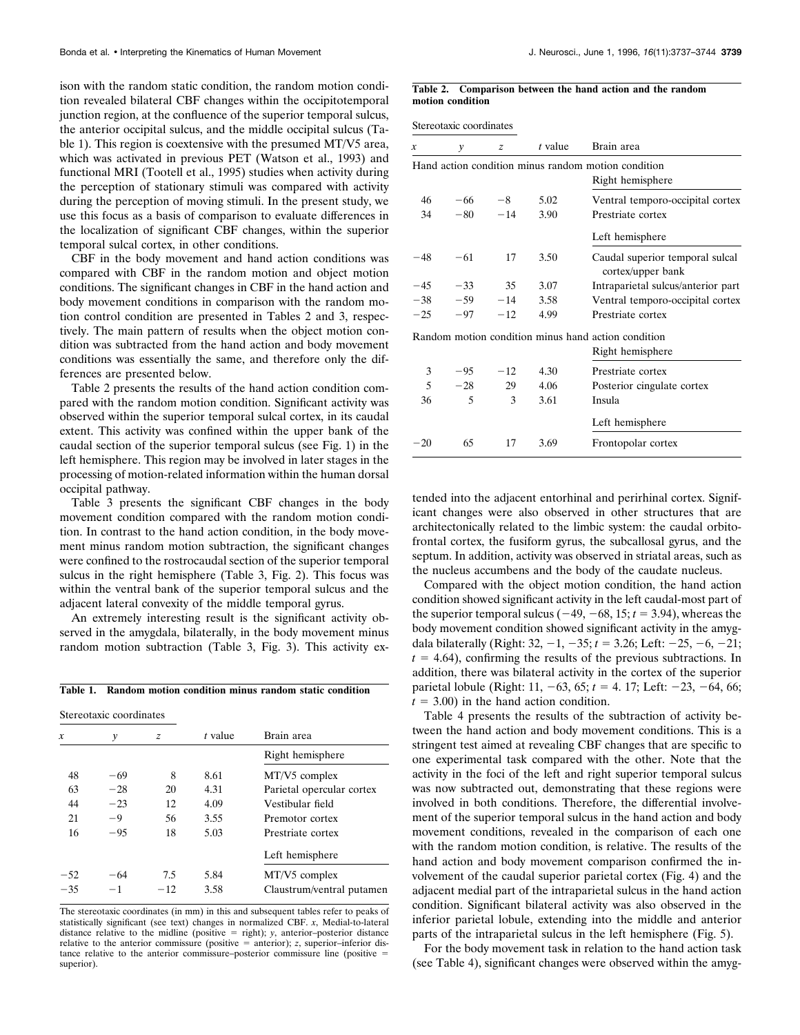ison with the random static condition, the random motion condition revealed bilateral CBF changes within the occipitotemporal junction region, at the confluence of the superior temporal sulcus, the anterior occipital sulcus, and the middle occipital sulcus (Table 1). This region is coextensive with the presumed MT/V5 area, which was activated in previous PET (Watson et al., 1993) and functional MRI (Tootell et al., 1995) studies when activity during the perception of stationary stimuli was compared with activity during the perception of moving stimuli. In the present study, we use this focus as a basis of comparison to evaluate differences in the localization of significant CBF changes, within the superior temporal sulcal cortex, in other conditions.

CBF in the body movement and hand action conditions was compared with CBF in the random motion and object motion conditions. The significant changes in CBF in the hand action and body movement conditions in comparison with the random motion control condition are presented in Tables 2 and 3, respectively. The main pattern of results when the object motion condition was subtracted from the hand action and body movement conditions was essentially the same, and therefore only the differences are presented below.

Table 2 presents the results of the hand action condition compared with the random motion condition. Significant activity was observed within the superior temporal sulcal cortex, in its caudal extent. This activity was confined within the upper bank of the caudal section of the superior temporal sulcus (see Fig. 1) in the left hemisphere. This region may be involved in later stages in the processing of motion-related information within the human dorsal occipital pathway.

Table 3 presents the significant CBF changes in the body movement condition compared with the random motion condition. In contrast to the hand action condition, in the body movement minus random motion subtraction, the significant changes were confined to the rostrocaudal section of the superior temporal sulcus in the right hemisphere (Table 3, Fig. 2). This focus was within the ventral bank of the superior temporal sulcus and the adjacent lateral convexity of the middle temporal gyrus.

An extremely interesting result is the significant activity observed in the amygdala, bilaterally, in the body movement minus random motion subtraction (Table 3, Fig. 3). This activity extended into the adjacent entorhinal and perirhinal cortex. Significant changes were also observed in other structures that are architectonically related to the limbic system: the caudal orbitofrontal cortex, the fusiform gyrus, the subcallosal gyrus, and the septum. In addition, activity was observed in striatal areas, such as the nucleus accumbens and the body of the caudate nucleus.

Compared with the object motion condition, the hand action condition showed significant activity in the left caudal-most part of the superior temporal sulcus ($-49, -68, 15$; $t = 3.94$), whereas the body movement condition showed significant activity in the amygdala bilaterally (Right: $32, -1, -35$; $t = 3.26$; Left: $-25, -6, -21$; $t = 4.64$), confirming the results of the previous subtractions. In addition, there was bilateral activity in the cortex of the superior parietal lobule (Right: $11, -63, 65$; $t = 4.17$; Left: $-23, -64, 66$; $t = 3.00$) in the hand action condition.

Table 4 presents the results of the subtraction of activity between the hand action and body movement conditions. This is a stringent test aimed at revealing CBF changes that are specific to one experimental task compared with the other. Note that the activity in the foci of the left and right superior temporal sulcus was now subtracted out, demonstrating that these regions were involved in both conditions. Therefore, the differential involvement of the superior temporal sulcus in the hand action and body movement conditions, revealed in the comparison of each one with the random motion condition, is relative. The results of the hand action and body movement comparison confirmed the involvement of the caudal superior parietal cortex (Fig. 4) and the adjacent medial part of the intraparietal sulcus in the hand action condition. Significant bilateral activity was also observed in the inferior parietal lobule, extending into the middle and anterior parts of the intraparietal sulcus in the left hemisphere (Fig. 5).

For the body movement task in relation to the hand action task (see Table 4), significant changes were observed within the amyg-

**Table 1. Random motion condition minus random static condition**

| Stereotaxic coordinates | | | | |
|---|---|---|---|---|
| *x* | *y* | *z* | *t* value | Brain area |
| | | | | Right hemisphere |
| 48 | −69 | 8 | 8.61 | MT/V5 complex |
| 63 | −28 | 20 | 4.31 | Parietal opercular cortex |
| 44 | −23 | 12 | 4.09 | Vestibular field |
| 21 | −9 | 56 | 3.55 | Premotor cortex |
| 16 | −95 | 18 | 5.03 | Prestriate cortex |
| | | | | Left hemisphere |
| −52 | −64 | 7.5 | 5.84 | MT/V5 complex |
| −35 | −1 | −12 | 3.58 | Claustrum/ventral putamen |

The stereotaxic coordinates (in mm) in this and subsequent tables refer to peaks of statistically significant (see text) changes in normalized CBF. *x*, Medial-to-lateral distance relative to the midline (positive = right); *y*, anterior–posterior distance relative to the anterior commissure (positive = anterior); *z*, superior–inferior distance relative to the anterior commissure–posterior commissure line (positive = superior).

**Table 2. Comparison between the hand action and the random motion condition**

| Stereotaxic coordinates | | | | |
|---|---|---|---|---|
| *x* | *y* | *z* | *t* value | Brain area |
| Hand action condition minus random motion condition | | | | |
| | | | | Right hemisphere |
| 46 | −66 | −8 | 5.02 | Ventral temporo-occipital cortex |
| 34 | −80 | −14 | 3.90 | Prestriate cortex |
| | | | | Left hemisphere |
| −48 | −61 | 17 | 3.50 | Caudal superior temporal sulcal cortex/upper bank |
| −45 | −33 | 35 | 3.07 | Intraparietal sulcus/anterior part |
| −38 | −59 | −14 | 3.58 | Ventral temporo-occipital cortex |
| −25 | −97 | −12 | 4.99 | Prestriate cortex |
| Random motion condition minus hand action condition | | | | |
| | | | | Right hemisphere |
| 3 | −95 | −12 | 4.30 | Prestriate cortex |
| 5 | −28 | 29 | 4.06 | Posterior cingulate cortex |
| 36 | 5 | 3 | 3.61 | Insula |
| | | | | Left hemisphere |
| −20 | 65 | 17 | 3.69 | Frontopolar cortex |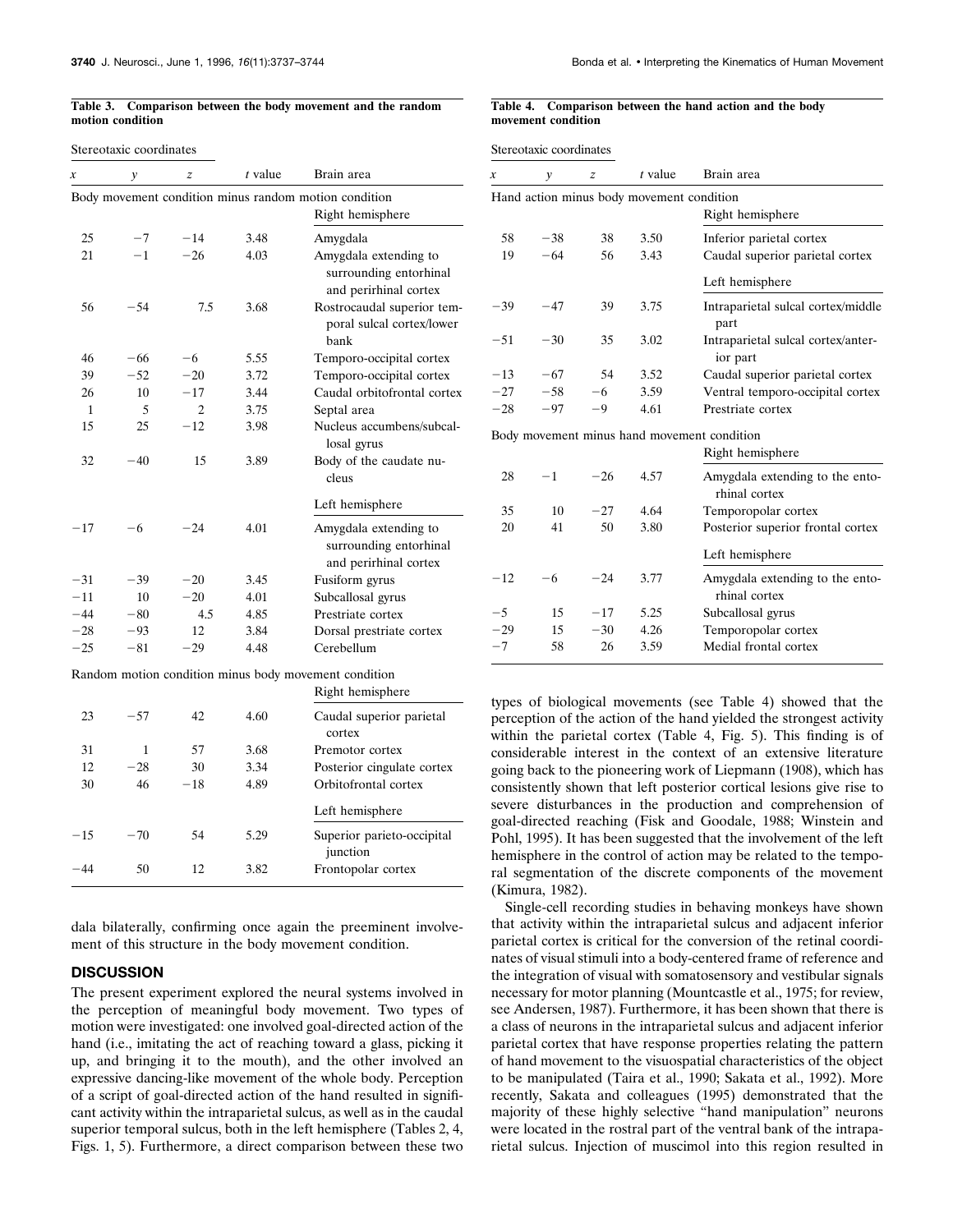**Table 3. Comparison between the body movement and the random motion condition**

| Stereotaxic coordinates | | | | |
|---|---|---|---|---|
| *x* | *y* | *z* | *t* value | Brain area |
| Body movement condition minus random motion condition | | | | |
| | | | | Right hemisphere |
| 25 | −7 | −14 | 3.48 | Amygdala |
| 21 | −1 | −26 | 4.03 | Amygdala extending to surrounding entorhinal and perirhinal cortex |
| 56 | −54 | 7.5 | 3.68 | Rostrocaudal superior temporal sulcal cortex/lower bank |
| 46 | −66 | −6 | 5.55 | Temporo-occipital cortex |
| 39 | −52 | −20 | 3.72 | Temporo-occipital cortex |
| 26 | 10 | −17 | 3.44 | Caudal orbitofrontal cortex |
| 1 | 5 | 2 | 3.75 | Septal area |
| 15 | 25 | −12 | 3.98 | Nucleus accumbens/subcallosal gyrus |
| 32 | −40 | 15 | 3.89 | Body of the caudate nucleus |
| | | | | Left hemisphere |
| −17 | −6 | −24 | 4.01 | Amygdala extending to surrounding entorhinal and perirhinal cortex |
| −31 | −39 | −20 | 3.45 | Fusiform gyrus |
| −11 | 10 | −20 | 4.01 | Subcallosal gyrus |
| −44 | −80 | 4.5 | 4.85 | Prestriate cortex |
| −28 | −93 | 12 | 3.84 | Dorsal prestriate cortex |
| −25 | −81 | −29 | 4.48 | Cerebellum |
| Random motion condition minus body movement condition | | | | |
| | | | | Right hemisphere |
| 23 | −57 | 42 | 4.60 | Caudal superior parietal cortex |
| 31 | 1 | 57 | 3.68 | Premotor cortex |
| 12 | −28 | 30 | 3.34 | Posterior cingulate cortex |
| 30 | 46 | −18 | 4.89 | Orbitofrontal cortex |
| | | | | Left hemisphere |
| −15 | −70 | 54 | 5.29 | Superior parieto-occipital junction |
| −44 | 50 | 12 | 3.82 | Frontopolar cortex |

dala bilaterally, confirming once again the preeminent involvement of this structure in the body movement condition.

## DISCUSSION

The present experiment explored the neural systems involved in the perception of meaningful body movement. Two types of motion were investigated: one involved goal-directed action of the hand (i.e., imitating the act of reaching toward a glass, picking it up, and bringing it to the mouth), and the other involved an expressive dancing-like movement of the whole body. Perception of a script of goal-directed action of the hand resulted in significant activity within the intraparietal sulcus, as well as in the caudal superior temporal sulcus, both in the left hemisphere (Tables 2, 4, Figs. 1, 5). Furthermore, a direct comparison between these two

**Table 4. Comparison between the hand action and the body movement condition**

| Stereotaxic coordinates | | | | |
|---|---|---|---|---|
| *x* | *y* | *z* | *t* value | Brain area |
| Hand action minus body movement condition | | | | |
| | | | | Right hemisphere |
| 58 | −38 | 38 | 3.50 | Inferior parietal cortex |
| 19 | −64 | 56 | 3.43 | Caudal superior parietal cortex |
| | | | | Left hemisphere |
| −39 | −47 | 39 | 3.75 | Intraparietal sulcal cortex/middle part |
| −51 | −30 | 35 | 3.02 | Intraparietal sulcal cortex/anterior part |
| −13 | −67 | 54 | 3.52 | Caudal superior parietal cortex |
| −27 | −58 | −6 | 3.59 | Ventral temporo-occipital cortex |
| −28 | −97 | −9 | 4.61 | Prestriate cortex |
| Body movement minus hand movement condition | | | | |
| | | | | Right hemisphere |
| 28 | −1 | −26 | 4.57 | Amygdala extending to the entorhinal cortex |
| 35 | 10 | −27 | 4.64 | Temporopolar cortex |
| 20 | 41 | 50 | 3.80 | Posterior superior frontal cortex |
| | | | | Left hemisphere |
| −12 | −6 | −24 | 3.77 | Amygdala extending to the entorhinal cortex |
| −5 | 15 | −17 | 5.25 | Subcallosal gyrus |
| −29 | 15 | −30 | 4.26 | Temporopolar cortex |
| −7 | 58 | 26 | 3.59 | Medial frontal cortex |

types of biological movements (see Table 4) showed that the perception of the action of the hand yielded the strongest activity within the parietal cortex (Table 4, Fig. 5). This finding is of considerable interest in the context of an extensive literature going back to the pioneering work of Liepmann (1908), which has consistently shown that left posterior cortical lesions give rise to severe disturbances in the production and comprehension of goal-directed reaching (Fisk and Goodale, 1988; Winstein and Pohl, 1995). It has been suggested that the involvement of the left hemisphere in the control of action may be related to the temporal segmentation of the discrete components of the movement (Kimura, 1982).

Single-cell recording studies in behaving monkeys have shown that activity within the intraparietal sulcus and adjacent inferior parietal cortex is critical for the conversion of the retinal coordinates of visual stimuli into a body-centered frame of reference and the integration of visual with somatosensory and vestibular signals necessary for motor planning (Mountcastle et al., 1975; for review, see Andersen, 1987). Furthermore, it has been shown that there is a class of neurons in the intraparietal sulcus and adjacent inferior parietal cortex that have response properties relating the pattern of hand movement to the visuospatial characteristics of the object to be manipulated (Taira et al., 1990; Sakata et al., 1992). More recently, Sakata and colleagues (1995) demonstrated that the majority of these highly selective "hand manipulation" neurons were located in the rostral part of the ventral bank of the intraparietal sulcus. Injection of muscimol into this region resulted in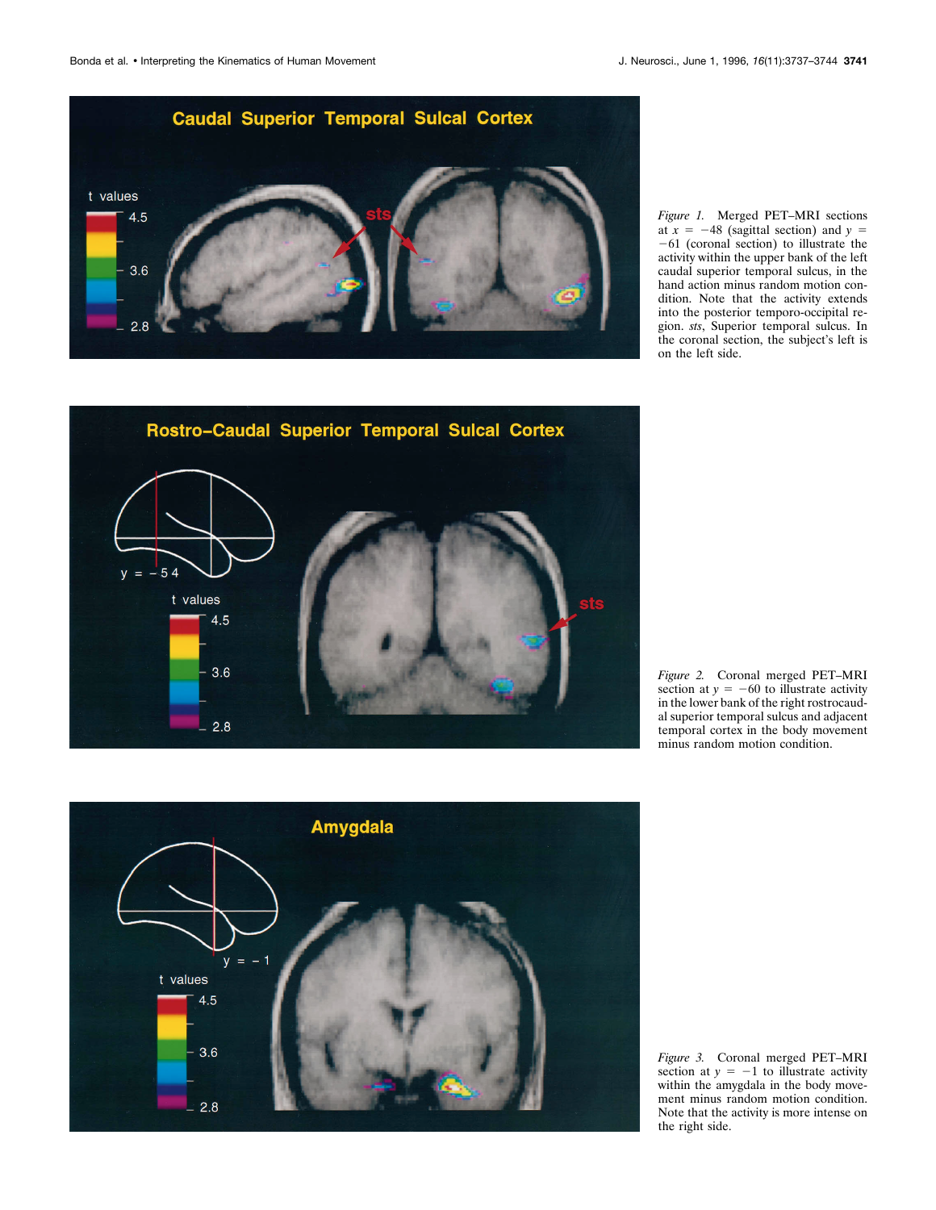*Figure 1.* Merged PET–MRI sections at $x = -48$ (sagittal section) and $y = -61$ (coronal section) to illustrate the activity within the upper bank of the left caudal superior temporal sulcus, in the hand action minus random motion condition. Note that the activity extends into the posterior temporo-occipital region. *sts*, Superior temporal sulcus. In the coronal section, the subject's left is on the left side.

*Figure 2.* Coronal merged PET–MRI section at $y = -60$ to illustrate activity in the lower bank of the right rostrocaudal superior temporal sulcus and adjacent temporal cortex in the body movement minus random motion condition.

*Figure 3.* Coronal merged PET–MRI section at $y = -1$ to illustrate activity within the amygdala in the body movement minus random motion condition. Note that the activity is more intense on the right side.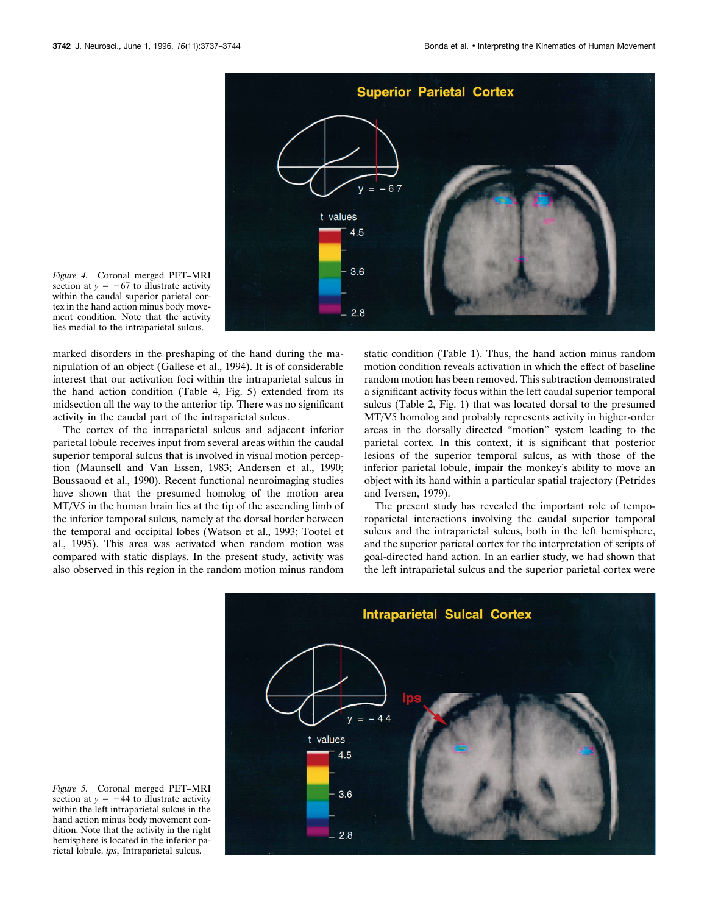*Figure 4.* Coronal merged PET–MRI section at $y = -67$ to illustrate activity within the caudal superior parietal cortex in the hand action minus body movement condition. Note that the activity lies medial to the intraparietal sulcus.

marked disorders in the preshaping of the hand during the manipulation of an object (Gallese et al., 1994). It is of considerable interest that our activation foci within the intraparietal sulcus in the hand action condition (Table 4, Fig. 5) extended from its midsection all the way to the anterior tip. There was no significant activity in the caudal part of the intraparietal sulcus.

The cortex of the intraparietal sulcus and adjacent inferior parietal lobule receives input from several areas within the caudal superior temporal sulcus that is involved in visual motion perception (Maunsell and Van Essen, 1983; Andersen et al., 1990; Boussaoud et al., 1990). Recent functional neuroimaging studies have shown that the presumed homolog of the motion area MT/V5 in the human brain lies at the tip of the ascending limb of the inferior temporal sulcus, namely at the dorsal border between the temporal and occipital lobes (Watson et al., 1993; Tootel et al., 1995). This area was activated when random motion was compared with static displays. In the present study, activity was also observed in this region in the random motion minus random static condition (Table 1). Thus, the hand action minus random motion condition reveals activation in which the effect of baseline random motion has been removed. This subtraction demonstrated a significant activity focus within the left caudal superior temporal sulcus (Table 2, Fig. 1) that was located dorsal to the presumed MT/V5 homolog and probably represents activity in higher-order areas in the dorsally directed "motion" system leading to the parietal cortex. In this context, it is significant that posterior lesions of the superior temporal sulcus, as with those of the inferior parietal lobule, impair the monkey's ability to move an object with its hand within a particular spatial trajectory (Petrides and Iversen, 1979).

The present study has revealed the important role of temporoparietal interactions involving the caudal superior temporal sulcus and the intraparietal sulcus, both in the left hemisphere, and the superior parietal cortex for the interpretation of scripts of goal-directed hand action. In an earlier study, we had shown that the left intraparietal sulcus and the superior parietal cortex were

*Figure 5.* Coronal merged PET–MRI section at $y = -44$ to illustrate activity within the left intraparietal sulcus in the hand action minus body movement condition. Note that the activity in the right hemisphere is located in the inferior parietal lobule. *ips*, Intraparietal sulcus.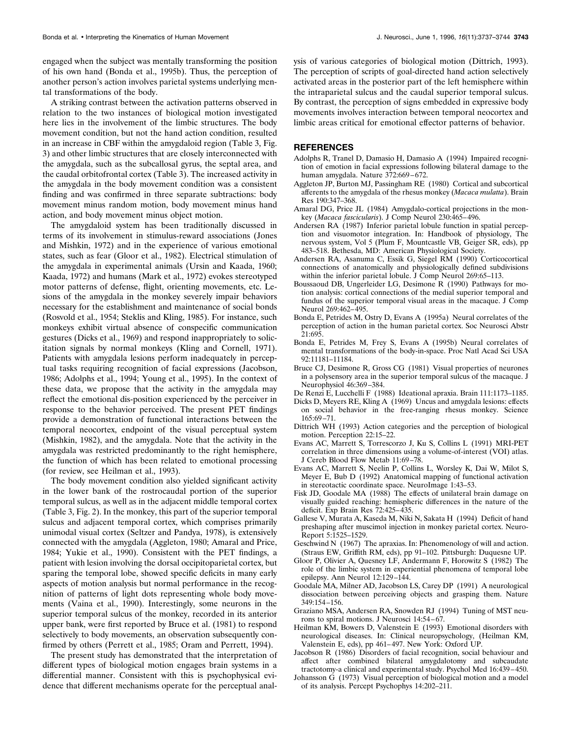engaged when the subject was mentally transforming the position of his own hand (Bonda et al., 1995b). Thus, the perception of another person's action involves parietal systems underlying mental transformations of the body.

A striking contrast between the activation patterns observed in relation to the two instances of biological motion investigated here lies in the involvement of the limbic structures. The body movement condition, but not the hand action condition, resulted in an increase in CBF within the amygdaloid region (Table 3, Fig. 3) and other limbic structures that are closely interconnected with the amygdala, such as the subcallosal gyrus, the septal area, and the caudal orbitofrontal cortex (Table 3). The increased activity in the amygdala in the body movement condition was a consistent finding and was confirmed in three separate subtractions: body movement minus random motion, body movement minus hand action, and body movement minus object motion.

The amygdaloid system has been traditionally discussed in terms of its involvement in stimulus-reward associations (Jones and Mishkin, 1972) and in the experience of various emotional states, such as fear (Gloor et al., 1982). Electrical stimulation of the amygdala in experimental animals (Ursin and Kaada, 1960; Kaada, 1972) and humans (Mark et al., 1972) evokes stereotyped motor patterns of defense, flight, orienting movements, etc. Lesions of the amygdala in the monkey severely impair behaviors necessary for the establishment and maintenance of social bonds (Rosvold et al., 1954; Steklis and Kling, 1985). For instance, such monkeys exhibit virtual absence of conspecific communication gestures (Dicks et al., 1969) and respond inappropriately to solicitation signals by normal monkeys (Kling and Cornell, 1971). Patients with amygdala lesions perform inadequately in perceptual tasks requiring recognition of facial expressions (Jacobson, 1986; Adolphs et al., 1994; Young et al., 1995). In the context of these data, we propose that the activity in the amygdala may reflect the emotional dis-position experienced by the perceiver in response to the behavior perceived. The present PET findings provide a demonstration of functional interactions between the temporal neocortex, endpoint of the visual perceptual system (Mishkin, 1982), and the amygdala. Note that the activity in the amygdala was restricted predominantly to the right hemisphere, the function of which has been related to emotional processing (for review, see Heilman et al., 1993).

The body movement condition also yielded significant activity in the lower bank of the rostrocaudal portion of the superior temporal sulcus, as well as in the adjacent middle temporal cortex (Table 3, Fig. 2). In the monkey, this part of the superior temporal sulcus and adjacent temporal cortex, which comprises primarily unimodal visual cortex (Seltzer and Pandya, 1978), is extensively connected with the amygdala (Aggleton, 1980; Amaral and Price, 1984; Yukie et al., 1990). Consistent with the PET findings, a patient with lesion involving the dorsal occipitoparietal cortex, but sparing the temporal lobe, showed specific deficits in many early aspects of motion analysis but normal performance in the recognition of patterns of light dots representing whole body movements (Vaina et al., 1990). Interestingly, some neurons in the superior temporal sulcus of the monkey, recorded in its anterior upper bank, were first reported by Bruce et al. (1981) to respond selectively to body movements, an observation subsequently confirmed by others (Perrett et al., 1985; Oram and Perrett, 1994).

The present study has demonstrated that the interpretation of different types of biological motion engages brain systems in a differential manner. Consistent with this is psychophysical evidence that different mechanisms operate for the perceptual analysis of various categories of biological motion (Dittrich, 1993). The perception of scripts of goal-directed hand action selectively activated areas in the posterior part of the left hemisphere within the intraparietal sulcus and the caudal superior temporal sulcus. By contrast, the perception of signs embedded in expressive body movements involves interaction between temporal neocortex and limbic areas critical for emotional effector patterns of behavior.

## REFERENCES

Adolphs R, Tranel D, Damasio H, Damasio A (1994) Impaired recognition of emotion in facial expressions following bilateral damage to the human amygdala. Nature 372:669–672.

Aggleton JP, Burton MJ, Passingham RE (1980) Cortical and subcortical afferents to the amygdala of the rhesus monkey (*Macaca mulatta*). Brain Res 190:347–368.

Amaral DG, Price JL (1984) Amygdalo-cortical projections in the monkey (*Macaca fascicularis*). J Comp Neurol 230:465–496.

Andersen RA (1987) Inferior parietal lobule function in spatial perception and visuomotor integration. In: Handbook of physiology, The nervous system, Vol 5 (Plum F, Mountcastle VB, Geiger SR, eds), pp 483–518. Bethesda, MD: American Physiological Society.

Andersen RA, Asanuma C, Essik G, Siegel RM (1990) Corticocortical connections of anatomically and physiologically defined subdivisions within the inferior parietal lobule. J Comp Neurol 269:65–113.

Boussaoud DB, Ungerleider LG, Desimone R (1990) Pathways for motion analysis: cortical connections of the medial superior temporal and fundus of the superior temporal visual areas in the macaque. J Comp Neurol 269:462–495.

Bonda E, Petrides M, Ostry D, Evans A (1995a) Neural correlates of the perception of action in the human parietal cortex. Soc Neurosci Abstr 21:695.

Bonda E, Petrides M, Frey S, Evans A (1995b) Neural correlates of mental transformations of the body-in-space. Proc Natl Acad Sci USA 92:11181–11184.

Bruce CJ, Desimone R, Gross CG (1981) Visual properties of neurones in a polysensory area in the superior temporal sulcus of the macaque. J Neurophysiol 46:369–384.

De Renzi E, Lucchelli F (1988) Ideational apraxia. Brain 111:1173–1185.

Dicks D, Meyers RE, Kling A (1969) Uncus and amygdala lesions: effects on social behavior in the free-ranging rhesus monkey. Science 165:69–71.

Dittrich WH (1993) Action categories and the perception of biological motion. Perception 22:15–22.

Evans AC, Marrett S, Torrescorzo J, Ku S, Collins L (1991) MRI-PET correlation in three dimensions using a volume-of-interest (VOI) atlas. J Cereb Blood Flow Metab 11:69–78.

Evans AC, Marrett S, Neelin P, Collins L, Worsley K, Dai W, Milot S, Meyer E, Bub D (1992) Anatomical mapping of functional activation in stereotactic coordinate space. NeuroImage 1:43–53.

Fisk JD, Goodale MA (1988) The effects of unilateral brain damage on visually guided reaching: hemispheric differences in the nature of the deficit. Exp Brain Res 72:425–435.

Gallese V, Murata A, Kaseda M, Niki N, Sakata H (1994) Deficit of hand preshaping after muscimol injection in monkey parietal cortex. NeuroReport 5:1525–1529.

Geschwind N (1967) The apraxias. In: Phenomenology of will and action. (Straus EW, Griffith RM, eds), pp 91–102. Pittsburgh: Duquesne UP.

Gloor P, Olivier A, Quesney LF, Andermann F, Horowitz S (1982) The role of the limbic system in experiential phenomena of temporal lobe epilepsy. Ann Neurol 12:129–144.

Goodale MA, Milner AD, Jacobson LS, Carey DP (1991) A neurological dissociation between perceiving objects and grasping them. Nature 349:154–156.

Graziano MSA, Andersen RA, Snowden RJ (1994) Tuning of MST neurons to spiral motions. J Neurosci 14:54–67.

Heilman KM, Bowers D, Valenstein E (1993) Emotional disorders with neurological diseases. In: Clinical neuropsychology, (Heilman KM, Valenstein E, eds), pp 461–497. New York: Oxford UP.

Jacobson R (1986) Disorders of facial recognition, social behaviour and affect after combined bilateral amygdalotomy and subcaudate tractotomy-a clinical and experimental study. Psychol Med 16:439–450.

Johansson G (1973) Visual perception of biological motion and a model of its analysis. Percept Psychophys 14:202–211.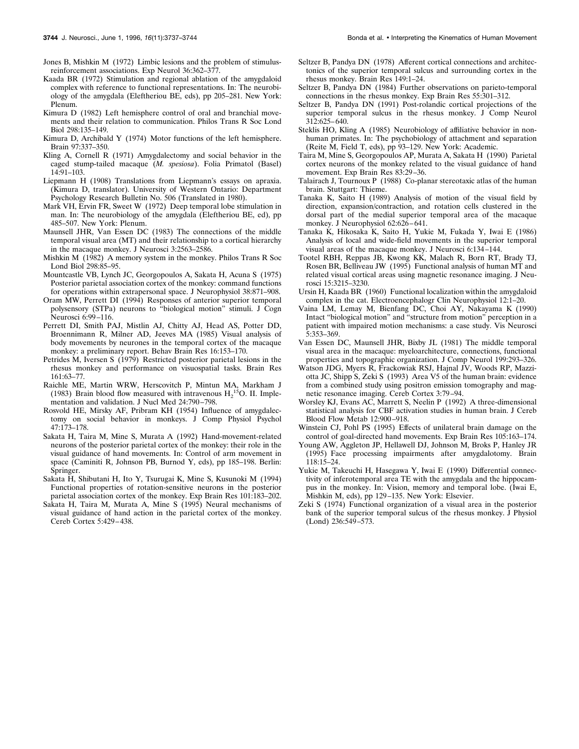Jones B, Mishkin M (1972) Limbic lesions and the problem of stimulus-reinforcement associations. Exp Neurol 36:362–377.

Kaada BR (1972) Stimulation and regional ablation of the amygdaloid complex with reference to functional representations. In: The neurobiology of the amygdala (Eleftheriou BE, eds), pp 205–281. New York: Plenum.

Kimura D (1982) Left hemisphere control of oral and branchial movements and their relation to communication. Philos Trans R Soc Lond Biol 298:135–149.

Kimura D, Archibald Y (1974) Motor functions of the left hemisphere. Brain 97:337–350.

Kling A, Cornell R (1971) Amygdalectomy and social behavior in the caged stump-tailed macaque (*M. spesiosa*). Folia Primatol (Basel) 14:91–103.

Liepmann H (1908) Translations from Liepmann's essays on apraxia. (Kimura D, translator). University of Western Ontario: Department Psychology Research Bulletin No. 506 (Translated in 1980).

Mark VH, Ervin FR, Sweet W (1972) Deep temporal lobe stimulation in man. In: The neurobiology of the amygdala (Eleftheriou BE, ed), pp 485–507. New York: Plenum.

Maunsell JHR, Van Essen DC (1983) The connections of the middle temporal visual area (MT) and their relationship to a cortical hierarchy in the macaque monkey. J Neurosci 3:2563–2586.

Mishkin M (1982) A memory system in the monkey. Philos Trans R Soc Lond Biol 298:85–95.

Mountcastle VB, Lynch JC, Georgopoulos A, Sakata H, Acuna S (1975) Posterior parietal association cortex of the monkey: command functions for operations within extrapersonal space. J Neurophysiol 38:871–908.

Oram MW, Perrett DI (1994) Responses of anterior superior temporal polysensory (STPa) neurons to "biological motion" stimuli. J Cogn Neurosci 6:99–116.

Perrett DI, Smith PAJ, Mistlin AJ, Chitty AJ, Head AS, Potter DD, Broennimann R, Milner AD, Jeeves MA (1985) Visual analysis of body movements by neurones in the temporal cortex of the macaque monkey: a preliminary report. Behav Brain Res 16:153–170.

Petrides M, Iversen S (1979) Restricted posterior parietal lesions in the rhesus monkey and performance on visuospatial tasks. Brain Res 161:63–77.

Raichle ME, Martin WRW, Herscovitch P, Mintun MA, Markham J (1983) Brain blood flow measured with intravenous $H_2^{15}O$. II. Implementation and validation. J Nucl Med 24:790–798.

Rosvold HE, Mirsky AF, Pribram KH (1954) Influence of amygdalectomy on social behavior in monkeys. J Comp Physiol Psychol 47:173–178.

Sakata H, Taira M, Mine S, Murata A (1992) Hand-movement-related neurons of the posterior parietal cortex of the monkey: their role in the visual guidance of hand movements. In: Control of arm movement in space (Caminiti R, Johnson PB, Burnod Y, eds), pp 185–198. Berlin: Springer.

Sakata H, Shibutani H, Ito Y, Tsurugai K, Mine S, Kusunoki M (1994) Functional properties of rotation-sensitive neurons in the posterior parietal association cortex of the monkey. Exp Brain Res 101:183–202.

Sakata H, Taira M, Murata A, Mine S (1995) Neural mechanisms of visual guidance of hand action in the parietal cortex of the monkey. Cereb Cortex 5:429–438.

Seltzer B, Pandya DN (1978) Afferent cortical connections and architectonics of the superior temporal sulcus and surrounding cortex in the rhesus monkey. Brain Res 149:1–24.

Seltzer B, Pandya DN (1984) Further observations on parieto-temporal connections in the rhesus monkey. Exp Brain Res 55:301–312.

Seltzer B, Pandya DN (1991) Post-rolandic cortical projections of the superior temporal sulcus in the rhesus monkey. J Comp Neurol 312:625–640.

Steklis HO, Kling A (1985) Neurobiology of affiliative behavior in non-human primates. In: The psychobiology of attachment and separation (Reite M, Field T, eds), pp 93–129. New York: Academic.

Taira M, Mine S, Georgopoulos AP, Murata A, Sakata H (1990) Parietal cortex neurons of the monkey related to the visual guidance of hand movement. Exp Brain Res 83:29–36.

Talairach J, Tournoux P (1988) Co-planar stereotaxic atlas of the human brain. Stuttgart: Thieme.

Tanaka K, Saito H (1989) Analysis of motion of the visual field by direction, expansion/contraction, and rotation cells clustered in the dorsal part of the medial superior temporal area of the macaque monkey. J Neurophysiol 62:626–641.

Tanaka K, Hikosaka K, Saito H, Yukie M, Fukada Y, Iwai E (1986) Analysis of local and wide-field movements in the superior temporal visual areas of the macaque monkey. J Neurosci 6:134–144.

Tootel RBH, Reppas JB, Kwong KK, Malach R, Born RT, Brady TJ, Rosen BR, Belliveau JW (1995) Functional analysis of human MT and related visual cortical areas using magnetic resonance imaging. J Neurosci 15:3215–3230.

Ursin H, Kaada BR (1960) Functional localization within the amygdaloid complex in the cat. Electroencephalogr Clin Neurophysiol 12:1–20.

Vaina LM, Lemay M, Bienfang DC, Choi AY, Nakayama K (1990) Intact "biological motion" and "structure from motion" perception in a patient with impaired motion mechanisms: a case study. Vis Neurosci 5:353–369.

Van Essen DC, Maunsell JHR, Bixby JL (1981) The middle temporal visual area in the macaque: myeloarchitecture, connections, functional properties and topographic organization. J Comp Neurol 199:293–326.

Watson JDG, Myers R, Frackowiak RSJ, Hajnal JV, Woods RP, Mazziotta JC, Shipp S, Zeki S (1993) Area V5 of the human brain: evidence from a combined study using positron emission tomography and magnetic resonance imaging. Cereb Cortex 3:79–94.

Worsley KJ, Evans AC, Marrett S, Neelin P (1992) A three-dimensional statistical analysis for CBF activation studies in human brain. J Cereb Blood Flow Metab 12:900–918.

Winstein CJ, Pohl PS (1995) Effects of unilateral brain damage on the control of goal-directed hand movements. Exp Brain Res 105:163–174.

Young AW, Aggleton JP, Hellawell DJ, Johnson M, Broks P, Hanley JR (1995) Face processing impairments after amygdalotomy. Brain 118:15–24.

Yukie M, Takeuchi H, Hasegawa Y, Iwai E (1990) Differential connectivity of inferotemporal area TE with the amygdala and the hippocampus in the monkey. In: Vision, memory and temporal lobe. (Iwai E, Mishkin M, eds), pp 129–135. New York: Elsevier.

Zeki S (1974) Functional organization of a visual area in the posterior bank of the superior temporal sulcus of the rhesus monkey. J Physiol (Lond) 236:549–573.